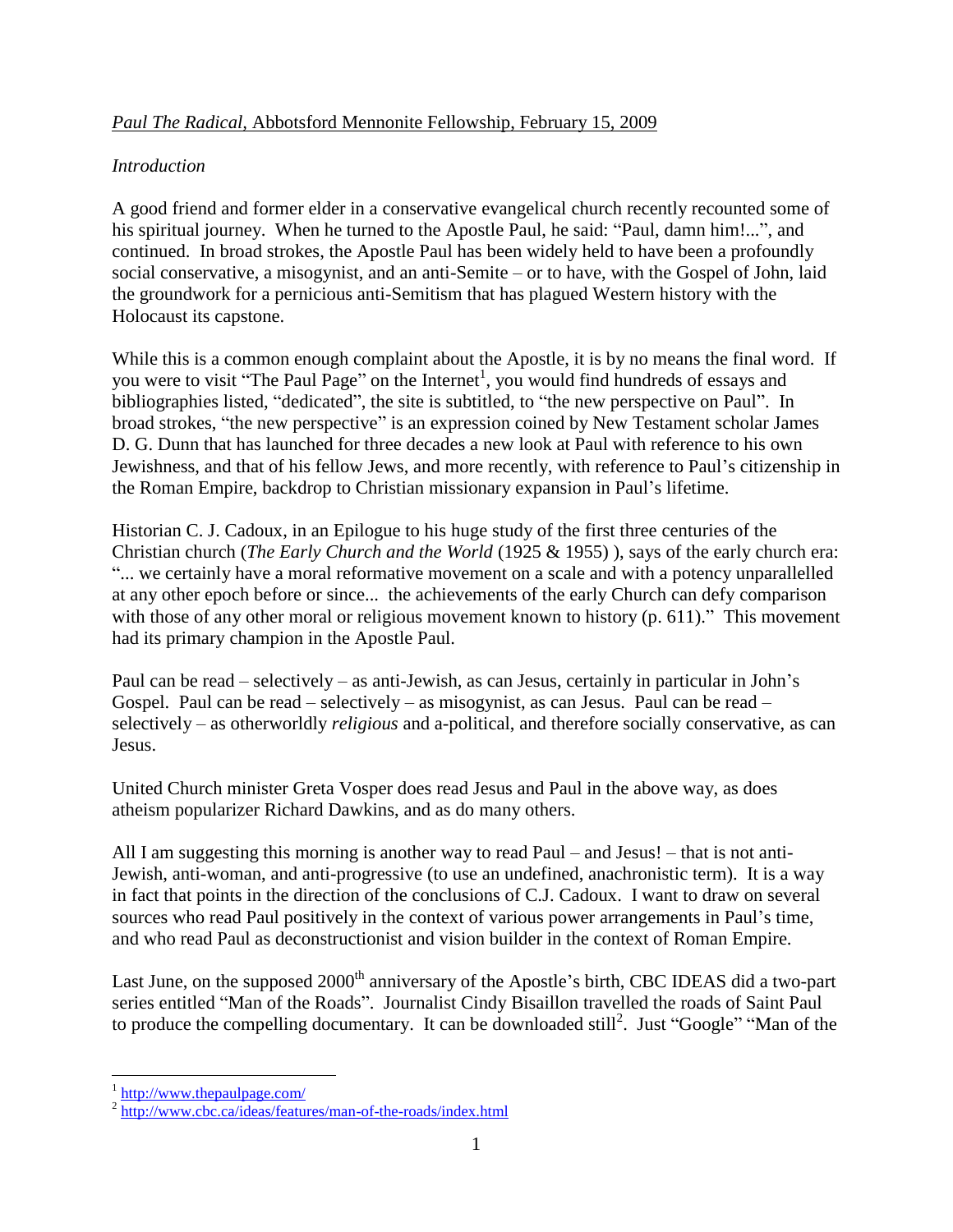*Paul The Radical*, Abbotsford Mennonite Fellowship, February 15, 2009

*Introduction*

A good friend and former elder in a conservative evangelical church recently recounted some of his spiritual journey. When he turned to the Apostle Paul, he said: "Paul, damn him!...", and continued. In broad strokes, the Apostle Paul has been widely held to have been a profoundly social conservative, a misogynist, and an anti-Semite – or to have, with the Gospel of John, laid the groundwork for a pernicious anti-Semitism that has plagued Western history with the Holocaust its capstone.

While this is a common enough complaint about the Apostle, it is by no means the final word. If you were to visit "The Paul Page" on the Internet[1], you would find hundreds of essays and bibliographies listed, "dedicated", the site is subtitled, to "the new perspective on Paul". In broad strokes, "the new perspective" is an expression coined by New Testament scholar James D. G. Dunn that has launched for three decades a new look at Paul with reference to his own Jewishness, and that of his fellow Jews, and more recently, with reference to Paul's citizenship in the Roman Empire, backdrop to Christian missionary expansion in Paul's lifetime.

Historian C. J. Cadoux, in an Epilogue to his huge study of the first three centuries of the Christian church (*The Early Church and the World* (1925 & 1955) ), says of the early church era: "... we certainly have a moral reformative movement on a scale and with a potency unparallelled at any other epoch before or since... the achievements of the early Church can defy comparison with those of any other moral or religious movement known to history (p. 611)." This movement had its primary champion in the Apostle Paul.

Paul can be read – selectively – as anti-Jewish, as can Jesus, certainly in particular in John's Gospel. Paul can be read – selectively – as misogynist, as can Jesus. Paul can be read – selectively – as otherworldly *religious* and a-political, and therefore socially conservative, as can Jesus.

United Church minister Greta Vosper does read Jesus and Paul in the above way, as does atheism popularizer Richard Dawkins, and as do many others.

All I am suggesting this morning is another way to read Paul – and Jesus! – that is not anti-Jewish, anti-woman, and anti-progressive (to use an undefined, anachronistic term). It is a way in fact that points in the direction of the conclusions of C.J. Cadoux. I want to draw on several sources who read Paul positively in the context of various power arrangements in Paul's time, and who read Paul as deconstructionist and vision builder in the context of Roman Empire.

Last June, on the supposed 2000th anniversary of the Apostle's birth, CBC IDEAS did a two-part series entitled "Man of the Roads". Journalist Cindy Bisaillon travelled the roads of Saint Paul to produce the compelling documentary. It can be downloaded still[2]. Just "Google" "Man of the

---

[1] http://www.thepaulpage.com/

[2] http://www.cbc.ca/ideas/features/man-of-the-roads/index.html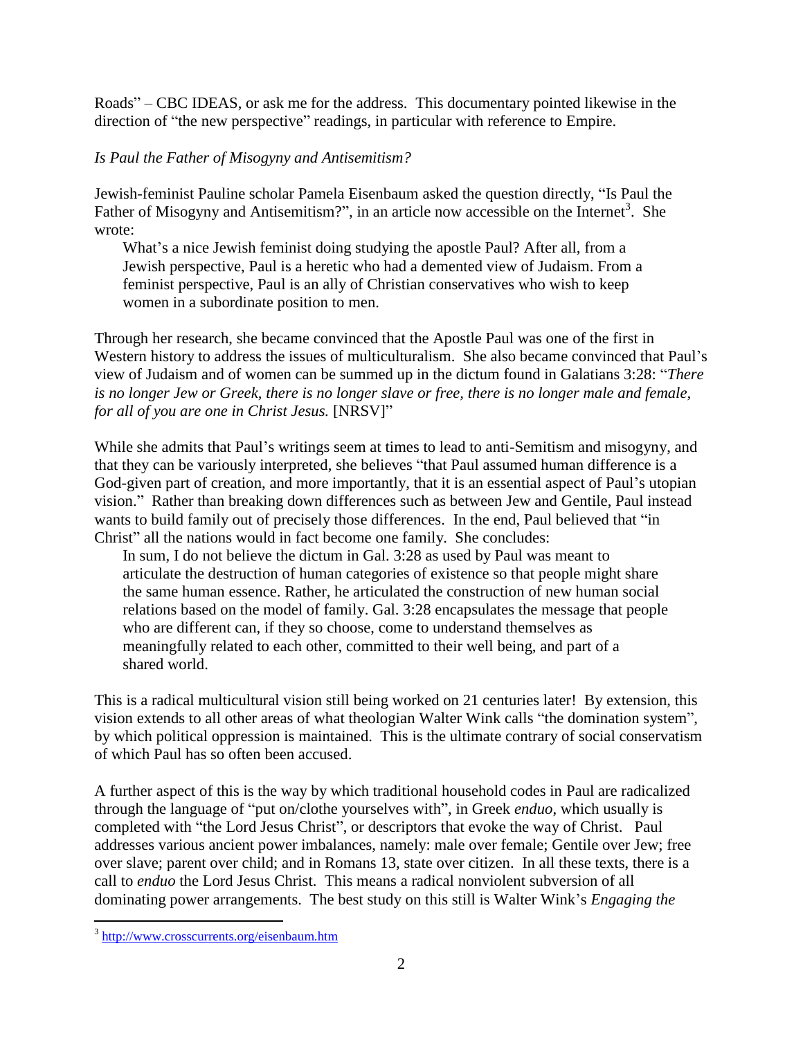Roads" – CBC IDEAS, or ask me for the address. This documentary pointed likewise in the direction of "the new perspective" readings, in particular with reference to Empire.

*Is Paul the Father of Misogyny and Antisemitism?*

Jewish-feminist Pauline scholar Pamela Eisenbaum asked the question directly, "Is Paul the Father of Misogyny and Antisemitism?", in an article now accessible on the Internet[3]. She wrote:

> What's a nice Jewish feminist doing studying the apostle Paul? After all, from a Jewish perspective, Paul is a heretic who had a demented view of Judaism. From a feminist perspective, Paul is an ally of Christian conservatives who wish to keep women in a subordinate position to men.

Through her research, she became convinced that the Apostle Paul was one of the first in Western history to address the issues of multiculturalism. She also became convinced that Paul's view of Judaism and of women can be summed up in the dictum found in Galatians 3:28: "*There is no longer Jew or Greek, there is no longer slave or free, there is no longer male and female, for all of you are one in Christ Jesus.* [NRSV]"

While she admits that Paul's writings seem at times to lead to anti-Semitism and misogyny, and that they can be variously interpreted, she believes "that Paul assumed human difference is a God-given part of creation, and more importantly, that it is an essential aspect of Paul's utopian vision." Rather than breaking down differences such as between Jew and Gentile, Paul instead wants to build family out of precisely those differences. In the end, Paul believed that "in Christ" all the nations would in fact become one family. She concludes:

> In sum, I do not believe the dictum in Gal. 3:28 as used by Paul was meant to articulate the destruction of human categories of existence so that people might share the same human essence. Rather, he articulated the construction of new human social relations based on the model of family. Gal. 3:28 encapsulates the message that people who are different can, if they so choose, come to understand themselves as meaningfully related to each other, committed to their well being, and part of a shared world.

This is a radical multicultural vision still being worked on 21 centuries later! By extension, this vision extends to all other areas of what theologian Walter Wink calls "the domination system", by which political oppression is maintained. This is the ultimate contrary of social conservatism of which Paul has so often been accused.

A further aspect of this is the way by which traditional household codes in Paul are radicalized through the language of "put on/clothe yourselves with", in Greek *enduo*, which usually is completed with "the Lord Jesus Christ", or descriptors that evoke the way of Christ. Paul addresses various ancient power imbalances, namely: male over female; Gentile over Jew; free over slave; parent over child; and in Romans 13, state over citizen. In all these texts, there is a call to *enduo* the Lord Jesus Christ. This means a radical nonviolent subversion of all dominating power arrangements. The best study on this still is Walter Wink's *Engaging the*

---

[3] http://www.crosscurrents.org/eisenbaum.htm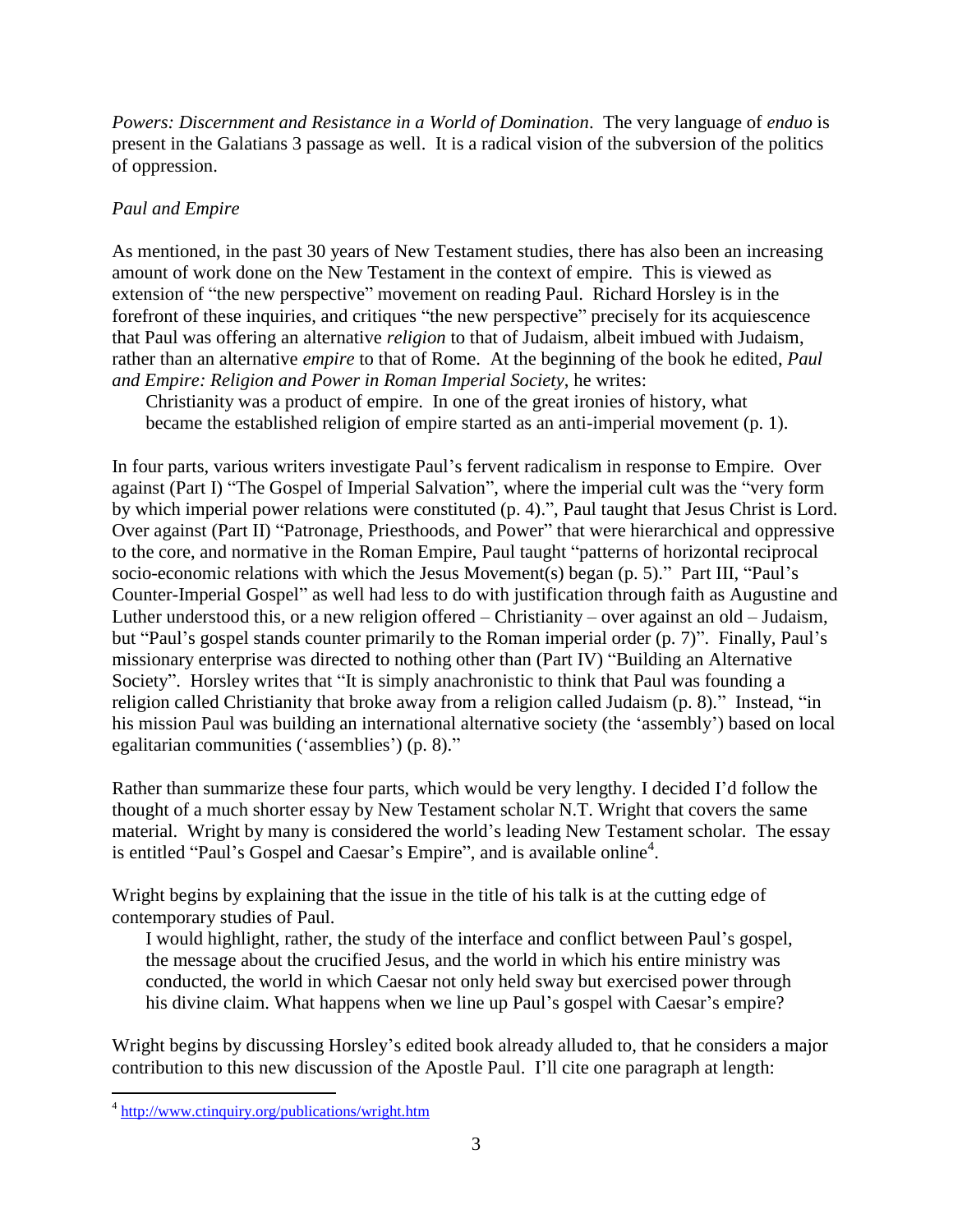*Powers: Discernment and Resistance in a World of Domination*. The very language of *enduo* is present in the Galatians 3 passage as well. It is a radical vision of the subversion of the politics of oppression.

*Paul and Empire*

As mentioned, in the past 30 years of New Testament studies, there has also been an increasing amount of work done on the New Testament in the context of empire. This is viewed as extension of "the new perspective" movement on reading Paul. Richard Horsley is in the forefront of these inquiries, and critiques "the new perspective" precisely for its acquiescence that Paul was offering an alternative *religion* to that of Judaism, albeit imbued with Judaism, rather than an alternative *empire* to that of Rome. At the beginning of the book he edited, *Paul and Empire: Religion and Power in Roman Imperial Society*, he writes:

> Christianity was a product of empire. In one of the great ironies of history, what became the established religion of empire started as an anti-imperial movement (p. 1).

In four parts, various writers investigate Paul's fervent radicalism in response to Empire. Over against (Part I) "The Gospel of Imperial Salvation", where the imperial cult was the "very form by which imperial power relations were constituted (p. 4).", Paul taught that Jesus Christ is Lord. Over against (Part II) "Patronage, Priesthoods, and Power" that were hierarchical and oppressive to the core, and normative in the Roman Empire, Paul taught "patterns of horizontal reciprocal socio-economic relations with which the Jesus Movement(s) began (p. 5)." Part III, "Paul's Counter-Imperial Gospel" as well had less to do with justification through faith as Augustine and Luther understood this, or a new religion offered – Christianity – over against an old – Judaism, but "Paul's gospel stands counter primarily to the Roman imperial order (p. 7)". Finally, Paul's missionary enterprise was directed to nothing other than (Part IV) "Building an Alternative Society". Horsley writes that "It is simply anachronistic to think that Paul was founding a religion called Christianity that broke away from a religion called Judaism (p. 8)." Instead, "in his mission Paul was building an international alternative society (the 'assembly') based on local egalitarian communities ('assemblies') (p. 8)."

Rather than summarize these four parts, which would be very lengthy. I decided I'd follow the thought of a much shorter essay by New Testament scholar N.T. Wright that covers the same material. Wright by many is considered the world's leading New Testament scholar. The essay is entitled "Paul's Gospel and Caesar's Empire", and is available online[4].

Wright begins by explaining that the issue in the title of his talk is at the cutting edge of contemporary studies of Paul.

> I would highlight, rather, the study of the interface and conflict between Paul's gospel, the message about the crucified Jesus, and the world in which his entire ministry was conducted, the world in which Caesar not only held sway but exercised power through his divine claim. What happens when we line up Paul's gospel with Caesar's empire?

Wright begins by discussing Horsley's edited book already alluded to, that he considers a major contribution to this new discussion of the Apostle Paul. I'll cite one paragraph at length:

---

[4] http://www.ctinquiry.org/publications/wright.htm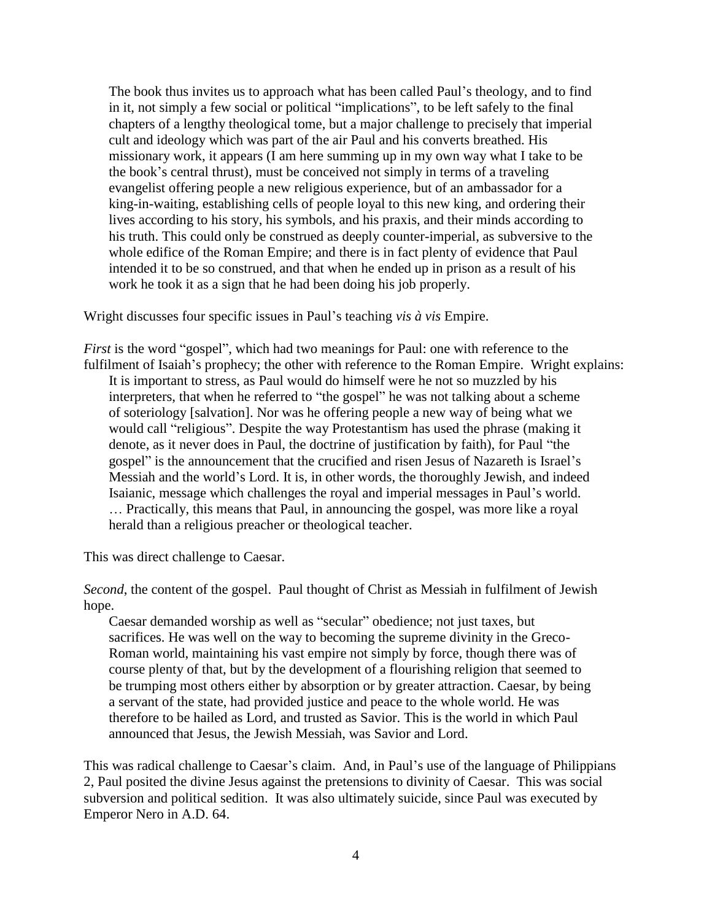> The book thus invites us to approach what has been called Paul's theology, and to find in it, not simply a few social or political "implications", to be left safely to the final chapters of a lengthy theological tome, but a major challenge to precisely that imperial cult and ideology which was part of the air Paul and his converts breathed. His missionary work, it appears (I am here summing up in my own way what I take to be the book's central thrust), must be conceived not simply in terms of a traveling evangelist offering people a new religious experience, but of an ambassador for a king-in-waiting, establishing cells of people loyal to this new king, and ordering their lives according to his story, his symbols, and his praxis, and their minds according to his truth. This could only be construed as deeply counter-imperial, as subversive to the whole edifice of the Roman Empire; and there is in fact plenty of evidence that Paul intended it to be so construed, and that when he ended up in prison as a result of his work he took it as a sign that he had been doing his job properly.

Wright discusses four specific issues in Paul's teaching *vis à vis* Empire.

*First* is the word "gospel", which had two meanings for Paul: one with reference to the fulfilment of Isaiah's prophecy; the other with reference to the Roman Empire. Wright explains:

> It is important to stress, as Paul would do himself were he not so muzzled by his interpreters, that when he referred to "the gospel" he was not talking about a scheme of soteriology [salvation]. Nor was he offering people a new way of being what we would call "religious". Despite the way Protestantism has used the phrase (making it denote, as it never does in Paul, the doctrine of justification by faith), for Paul "the gospel" is the announcement that the crucified and risen Jesus of Nazareth is Israel's Messiah and the world's Lord. It is, in other words, the thoroughly Jewish, and indeed Isaianic, message which challenges the royal and imperial messages in Paul's world. … Practically, this means that Paul, in announcing the gospel, was more like a royal herald than a religious preacher or theological teacher.

This was direct challenge to Caesar.

*Second*, the content of the gospel. Paul thought of Christ as Messiah in fulfilment of Jewish hope.

> Caesar demanded worship as well as "secular" obedience; not just taxes, but sacrifices. He was well on the way to becoming the supreme divinity in the Greco-Roman world, maintaining his vast empire not simply by force, though there was of course plenty of that, but by the development of a flourishing religion that seemed to be trumping most others either by absorption or by greater attraction. Caesar, by being a servant of the state, had provided justice and peace to the whole world. He was therefore to be hailed as Lord, and trusted as Savior. This is the world in which Paul announced that Jesus, the Jewish Messiah, was Savior and Lord.

This was radical challenge to Caesar's claim. And, in Paul's use of the language of Philippians 2, Paul posited the divine Jesus against the pretensions to divinity of Caesar. This was social subversion and political sedition. It was also ultimately suicide, since Paul was executed by Emperor Nero in A.D. 64.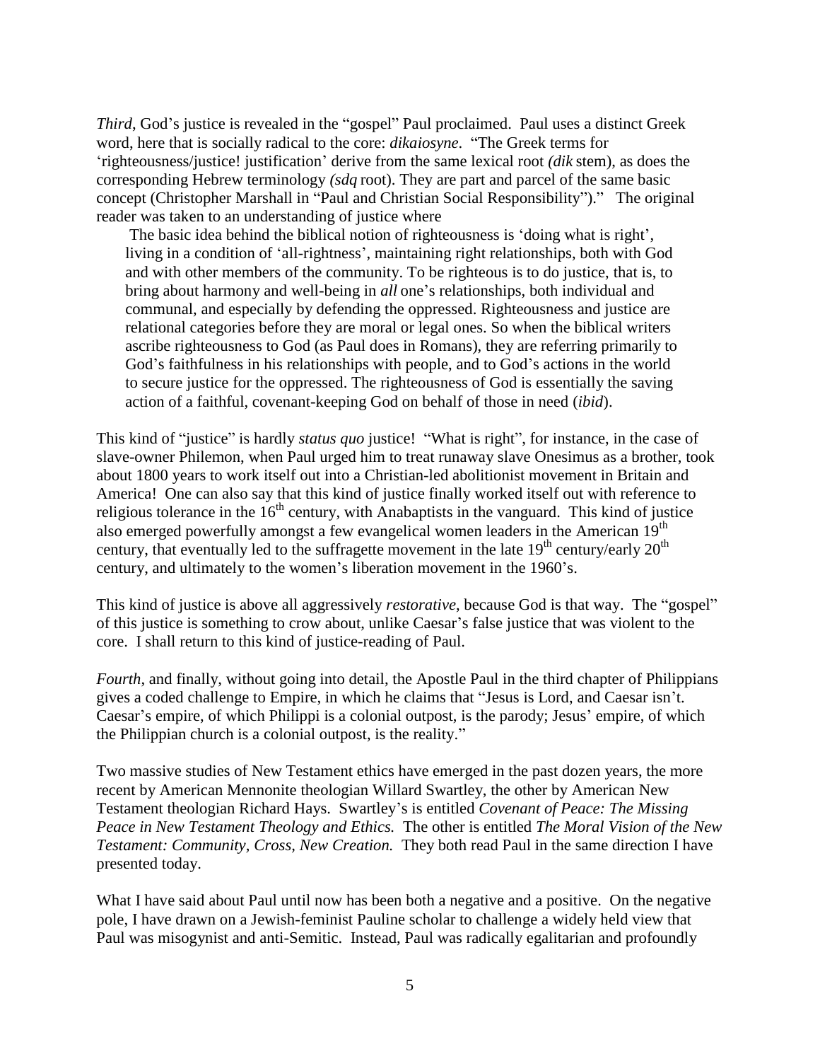*Third*, God's justice is revealed in the "gospel" Paul proclaimed. Paul uses a distinct Greek word, here that is socially radical to the core: *dikaiosyne*. "The Greek terms for 'righteousness/justice! justification' derive from the same lexical root *(dik* stem), as does the corresponding Hebrew terminology *(sdq* root). They are part and parcel of the same basic concept (Christopher Marshall in "Paul and Christian Social Responsibility")." The original reader was taken to an understanding of justice where

> The basic idea behind the biblical notion of righteousness is 'doing what is right', living in a condition of 'all-rightness', maintaining right relationships, both with God and with other members of the community. To be righteous is to do justice, that is, to bring about harmony and well-being in *all* one's relationships, both individual and communal, and especially by defending the oppressed. Righteousness and justice are relational categories before they are moral or legal ones. So when the biblical writers ascribe righteousness to God (as Paul does in Romans), they are referring primarily to God's faithfulness in his relationships with people, and to God's actions in the world to secure justice for the oppressed. The righteousness of God is essentially the saving action of a faithful, covenant-keeping God on behalf of those in need (*ibid*).

This kind of "justice" is hardly *status quo* justice! "What is right", for instance, in the case of slave-owner Philemon, when Paul urged him to treat runaway slave Onesimus as a brother, took about 1800 years to work itself out into a Christian-led abolitionist movement in Britain and America! One can also say that this kind of justice finally worked itself out with reference to religious tolerance in the 16th century, with Anabaptists in the vanguard. This kind of justice also emerged powerfully amongst a few evangelical women leaders in the American 19th century, that eventually led to the suffragette movement in the late 19th century/early 20th century, and ultimately to the women's liberation movement in the 1960's.

This kind of justice is above all aggressively *restorative*, because God is that way. The "gospel" of this justice is something to crow about, unlike Caesar's false justice that was violent to the core. I shall return to this kind of justice-reading of Paul.

*Fourth*, and finally, without going into detail, the Apostle Paul in the third chapter of Philippians gives a coded challenge to Empire, in which he claims that "Jesus is Lord, and Caesar isn't. Caesar's empire, of which Philippi is a colonial outpost, is the parody; Jesus' empire, of which the Philippian church is a colonial outpost, is the reality."

Two massive studies of New Testament ethics have emerged in the past dozen years, the more recent by American Mennonite theologian Willard Swartley, the other by American New Testament theologian Richard Hays. Swartley's is entitled *Covenant of Peace: The Missing Peace in New Testament Theology and Ethics.* The other is entitled *The Moral Vision of the New Testament: Community, Cross, New Creation.* They both read Paul in the same direction I have presented today.

What I have said about Paul until now has been both a negative and a positive. On the negative pole, I have drawn on a Jewish-feminist Pauline scholar to challenge a widely held view that Paul was misogynist and anti-Semitic. Instead, Paul was radically egalitarian and profoundly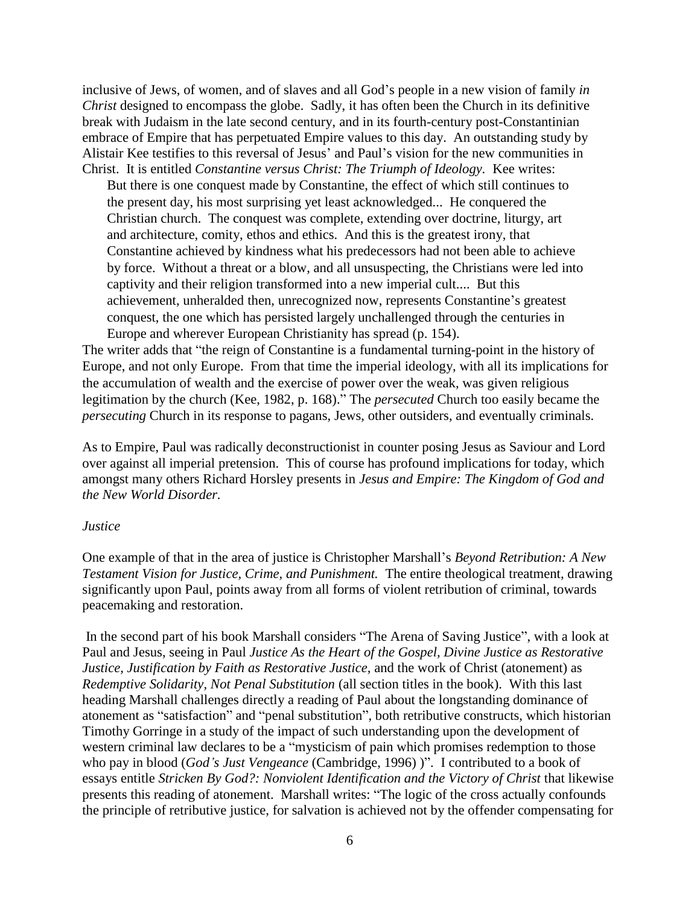inclusive of Jews, of women, and of slaves and all God's people in a new vision of family *in Christ* designed to encompass the globe. Sadly, it has often been the Church in its definitive break with Judaism in the late second century, and in its fourth-century post-Constantinian embrace of Empire that has perpetuated Empire values to this day. An outstanding study by Alistair Kee testifies to this reversal of Jesus' and Paul's vision for the new communities in Christ. It is entitled *Constantine versus Christ: The Triumph of Ideology.* Kee writes:

> But there is one conquest made by Constantine, the effect of which still continues to the present day, his most surprising yet least acknowledged... He conquered the Christian church. The conquest was complete, extending over doctrine, liturgy, art and architecture, comity, ethos and ethics. And this is the greatest irony, that Constantine achieved by kindness what his predecessors had not been able to achieve by force. Without a threat or a blow, and all unsuspecting, the Christians were led into captivity and their religion transformed into a new imperial cult.... But this achievement, unheralded then, unrecognized now, represents Constantine's greatest conquest, the one which has persisted largely unchallenged through the centuries in Europe and wherever European Christianity has spread (p. 154).

The writer adds that "the reign of Constantine is a fundamental turning-point in the history of Europe, and not only Europe. From that time the imperial ideology, with all its implications for the accumulation of wealth and the exercise of power over the weak, was given religious legitimation by the church (Kee, 1982, p. 168)." The *persecuted* Church too easily became the *persecuting* Church in its response to pagans, Jews, other outsiders, and eventually criminals.

As to Empire, Paul was radically deconstructionist in counter posing Jesus as Saviour and Lord over against all imperial pretension. This of course has profound implications for today, which amongst many others Richard Horsley presents in *Jesus and Empire: The Kingdom of God and the New World Disorder.*

*Justice*

One example of that in the area of justice is Christopher Marshall's *Beyond Retribution: A New Testament Vision for Justice, Crime, and Punishment.* The entire theological treatment, drawing significantly upon Paul, points away from all forms of violent retribution of criminal, towards peacemaking and restoration.

In the second part of his book Marshall considers "The Arena of Saving Justice", with a look at Paul and Jesus, seeing in Paul *Justice As the Heart of the Gospel, Divine Justice as Restorative Justice, Justification by Faith as Restorative Justice,* and the work of Christ (atonement) as *Redemptive Solidarity, Not Penal Substitution* (all section titles in the book). With this last heading Marshall challenges directly a reading of Paul about the longstanding dominance of atonement as "satisfaction" and "penal substitution", both retributive constructs, which historian Timothy Gorringe in a study of the impact of such understanding upon the development of western criminal law declares to be a "mysticism of pain which promises redemption to those who pay in blood (*God's Just Vengeance* (Cambridge, 1996) )". I contributed to a book of essays entitle *Stricken By God?: Nonviolent Identification and the Victory of Christ* that likewise presents this reading of atonement. Marshall writes: "The logic of the cross actually confounds the principle of retributive justice, for salvation is achieved not by the offender compensating for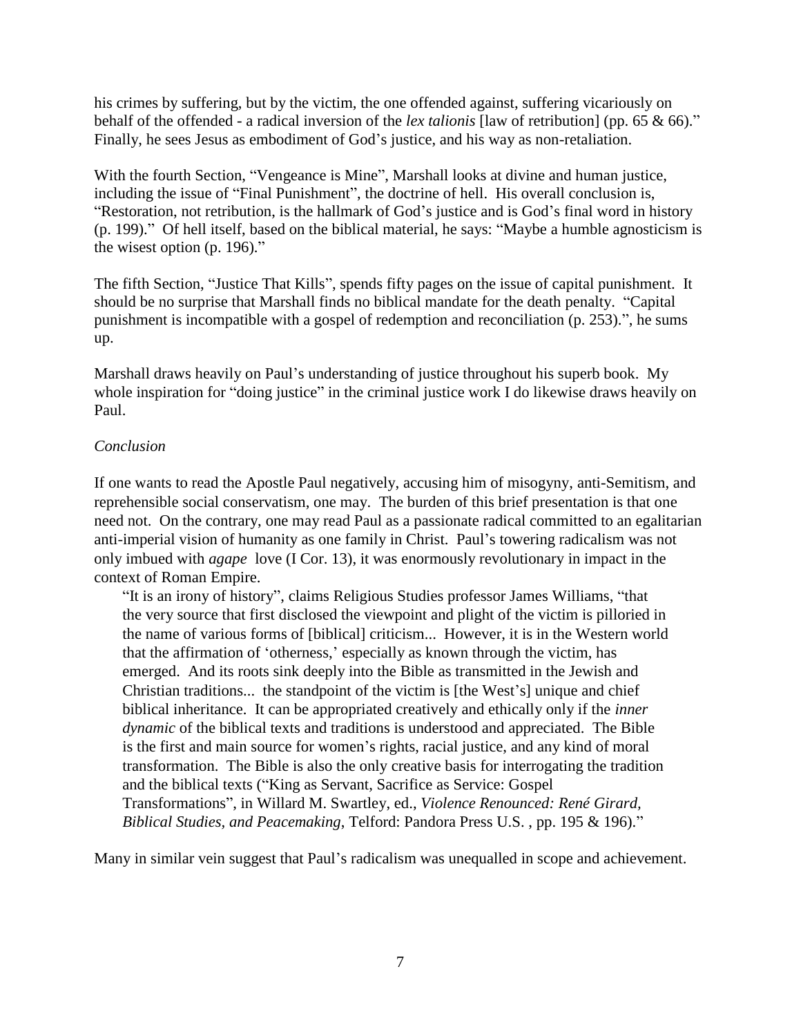his crimes by suffering, but by the victim, the one offended against, suffering vicariously on behalf of the offended - a radical inversion of the *lex talionis* [law of retribution] (pp. 65 & 66)." Finally, he sees Jesus as embodiment of God's justice, and his way as non-retaliation.

With the fourth Section, "Vengeance is Mine", Marshall looks at divine and human justice, including the issue of "Final Punishment", the doctrine of hell. His overall conclusion is, "Restoration, not retribution, is the hallmark of God's justice and is God's final word in history (p. 199)." Of hell itself, based on the biblical material, he says: "Maybe a humble agnosticism is the wisest option (p. 196)."

The fifth Section, "Justice That Kills", spends fifty pages on the issue of capital punishment. It should be no surprise that Marshall finds no biblical mandate for the death penalty. "Capital punishment is incompatible with a gospel of redemption and reconciliation (p. 253).", he sums up.

Marshall draws heavily on Paul's understanding of justice throughout his superb book. My whole inspiration for "doing justice" in the criminal justice work I do likewise draws heavily on Paul.

*Conclusion*

If one wants to read the Apostle Paul negatively, accusing him of misogyny, anti-Semitism, and reprehensible social conservatism, one may. The burden of this brief presentation is that one need not. On the contrary, one may read Paul as a passionate radical committed to an egalitarian anti-imperial vision of humanity as one family in Christ. Paul's towering radicalism was not only imbued with *agape* love (I Cor. 13), it was enormously revolutionary in impact in the context of Roman Empire.

> "It is an irony of history", claims Religious Studies professor James Williams, "that the very source that first disclosed the viewpoint and plight of the victim is pilloried in the name of various forms of [biblical] criticism... However, it is in the Western world that the affirmation of 'otherness,' especially as known through the victim, has emerged. And its roots sink deeply into the Bible as transmitted in the Jewish and Christian traditions... the standpoint of the victim is [the West's] unique and chief biblical inheritance. It can be appropriated creatively and ethically only if the *inner dynamic* of the biblical texts and traditions is understood and appreciated. The Bible is the first and main source for women's rights, racial justice, and any kind of moral transformation. The Bible is also the only creative basis for interrogating the tradition and the biblical texts ("King as Servant, Sacrifice as Service: Gospel Transformations", in Willard M. Swartley, ed., *Violence Renounced: René Girard, Biblical Studies, and Peacemaking*, Telford: Pandora Press U.S. , pp. 195 & 196)."

Many in similar vein suggest that Paul's radicalism was unequalled in scope and achievement.